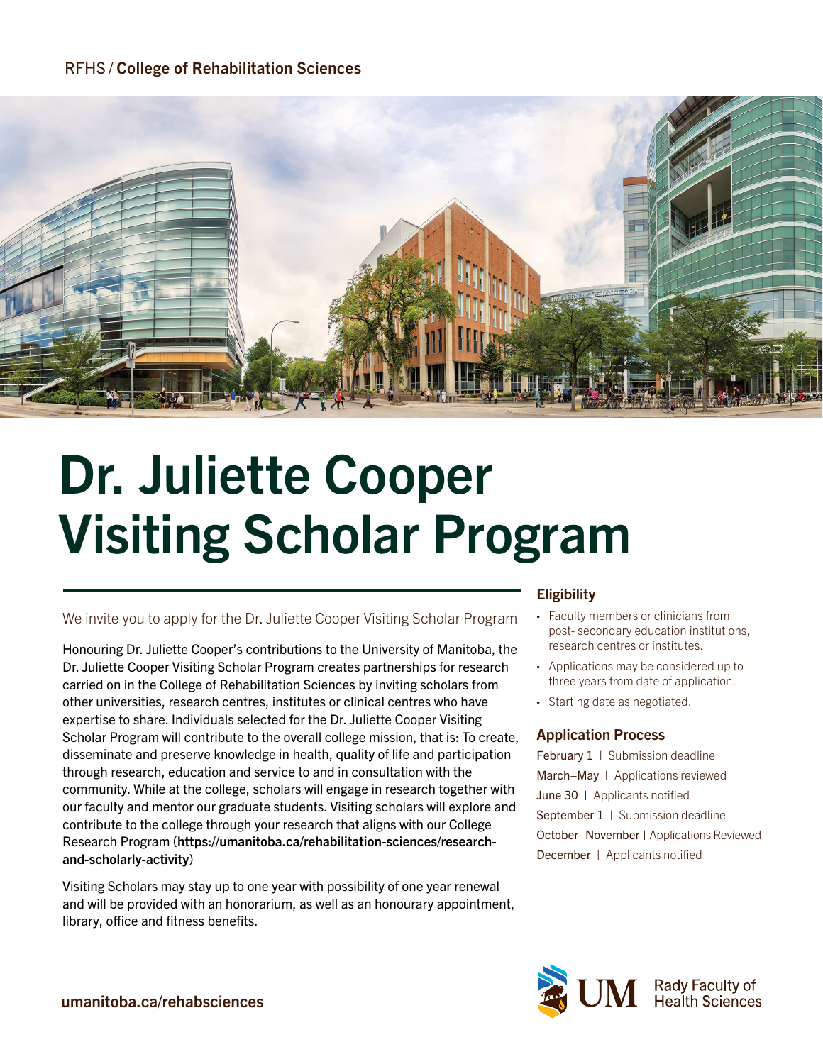RFHS / **College of Rehabilitation Sciences**

# Dr. Juliette Cooper Visiting Scholar Program

We invite you to apply for the Dr. Juliette Cooper Visiting Scholar Program

Honouring Dr. Juliette Cooper's contributions to the University of Manitoba, the Dr. Juliette Cooper Visiting Scholar Program creates partnerships for research carried on in the College of Rehabilitation Sciences by inviting scholars from other universities, research centres, institutes or clinical centres who have expertise to share. Individuals selected for the Dr. Juliette Cooper Visiting Scholar Program will contribute to the overall college mission, that is: To create, disseminate and preserve knowledge in health, quality of life and participation through research, education and service to and in consultation with the community. While at the college, scholars will engage in research together with our faculty and mentor our graduate students. Visiting scholars will explore and contribute to the college through your research that aligns with our College Research Program (**https://umanitoba.ca/rehabilitation-sciences/research-and-scholarly-activity**)

Visiting Scholars may stay up to one year with possibility of one year renewal and will be provided with an honorarium, as well as an honourary appointment, library, office and fitness benefits.

## Eligibility

- Faculty members or clinicians from post- secondary education institutions, research centres or institutes.
- Applications may be considered up to three years from date of application.
- Starting date as negotiated.

## Application Process

February 1 | Submission deadline
March–May | Applications reviewed
June 30 | Applicants notified
September 1 | Submission deadline
October–November | Applications Reviewed
December | Applicants notified

**umanitoba.ca/rehabsciences**

UM | Rady Faculty of Health Sciences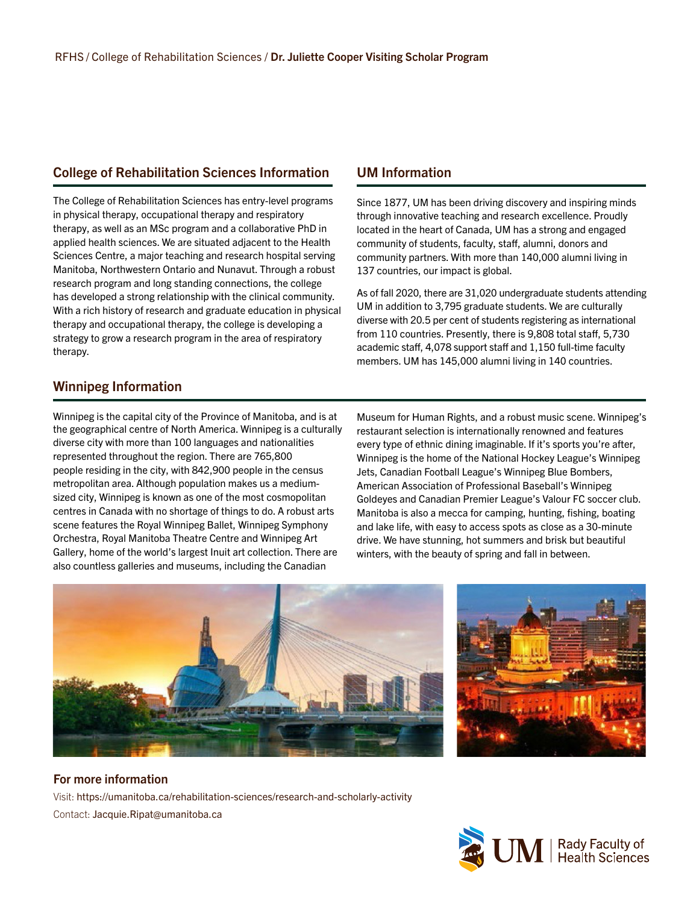## College of Rehabilitation Sciences Information

The College of Rehabilitation Sciences has entry-level programs in physical therapy, occupational therapy and respiratory therapy, as well as an MSc program and a collaborative PhD in applied health sciences. We are situated adjacent to the Health Sciences Centre, a major teaching and research hospital serving Manitoba, Northwestern Ontario and Nunavut. Through a robust research program and long standing connections, the college has developed a strong relationship with the clinical community. With a rich history of research and graduate education in physical therapy and occupational therapy, the college is developing a strategy to grow a research program in the area of respiratory therapy.

## UM Information

Since 1877, UM has been driving discovery and inspiring minds through innovative teaching and research excellence. Proudly located in the heart of Canada, UM has a strong and engaged community of students, faculty, staff, alumni, donors and community partners. With more than 140,000 alumni living in 137 countries, our impact is global.

As of fall 2020, there are 31,020 undergraduate students attending UM in addition to 3,795 graduate students. We are culturally diverse with 20.5 per cent of students registering as international from 110 countries. Presently, there is 9,808 total staff, 5,730 academic staff, 4,078 support staff and 1,150 full-time faculty members. UM has 145,000 alumni living in 140 countries.

## Winnipeg Information

Winnipeg is the capital city of the Province of Manitoba, and is at the geographical centre of North America. Winnipeg is a culturally diverse city with more than 100 languages and nationalities represented throughout the region. There are 765,800 people residing in the city, with 842,900 people in the census metropolitan area. Although population makes us a medium-sized city, Winnipeg is known as one of the most cosmopolitan centres in Canada with no shortage of things to do. A robust arts scene features the Royal Winnipeg Ballet, Winnipeg Symphony Orchestra, Royal Manitoba Theatre Centre and Winnipeg Art Gallery, home of the world's largest Inuit art collection. There are also countless galleries and museums, including the Canadian Museum for Human Rights, and a robust music scene. Winnipeg's restaurant selection is internationally renowned and features every type of ethnic dining imaginable. If it's sports you're after, Winnipeg is the home of the National Hockey League's Winnipeg Jets, Canadian Football League's Winnipeg Blue Bombers, American Association of Professional Baseball's Winnipeg Goldeyes and Canadian Premier League's Valour FC soccer club. Manitoba is also a mecca for camping, hunting, fishing, boating and lake life, with easy to access spots as close as a 30-minute drive. We have stunning, hot summers and brisk but beautiful winters, with the beauty of spring and fall in between.

**For more information**

Visit: https://umanitoba.ca/rehabilitation-sciences/research-and-scholarly-activity

Contact: Jacquie.Ripat@umanitoba.ca